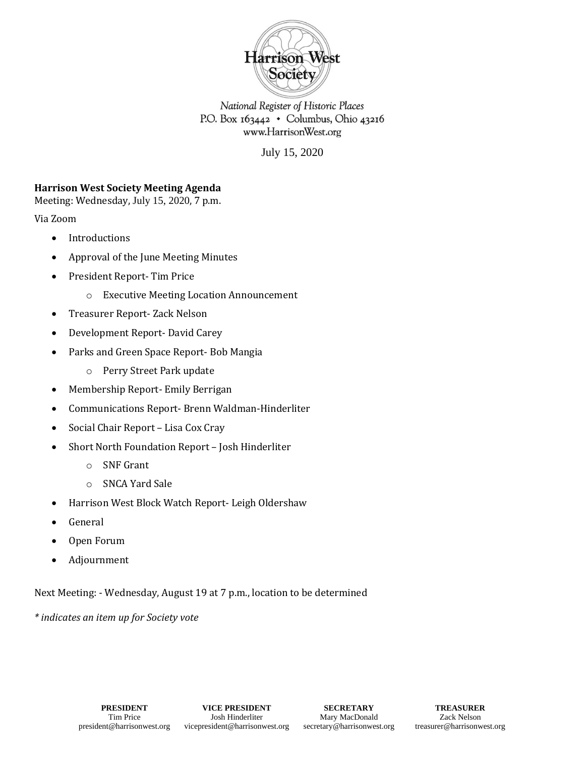Harrison West Society

National Register of Historic Places
P.O. Box 163442 • Columbus, Ohio 43216
www.HarrisonWest.org

July 15, 2020

**Harrison West Society Meeting Agenda**
Meeting: Wednesday, July 15, 2020, 7 p.m.

Via Zoom

- Introductions
- Approval of the June Meeting Minutes
- President Report- Tim Price
    - Executive Meeting Location Announcement
- Treasurer Report- Zack Nelson
- Development Report- David Carey
- Parks and Green Space Report- Bob Mangia
    - Perry Street Park update
- Membership Report- Emily Berrigan
- Communications Report- Brenn Waldman-Hinderliter
- Social Chair Report – Lisa Cox Cray
- Short North Foundation Report – Josh Hinderliter
    - SNF Grant
    - SNCA Yard Sale
- Harrison West Block Watch Report- Leigh Oldershaw
- General
- Open Forum
- Adjournment

Next Meeting: - Wednesday, August 19 at 7 p.m., location to be determined

*\* indicates an item up for Society vote*

| PRESIDENT | VICE PRESIDENT | SECRETARY | TREASURER |
|---|---|---|---|
| Tim Price | Josh Hinderliter | Mary MacDonald | Zack Nelson |
| president@harrisonwest.org | vicepresident@harrisonwest.org | secretary@harrisonwest.org | treasurer@harrisonwest.org |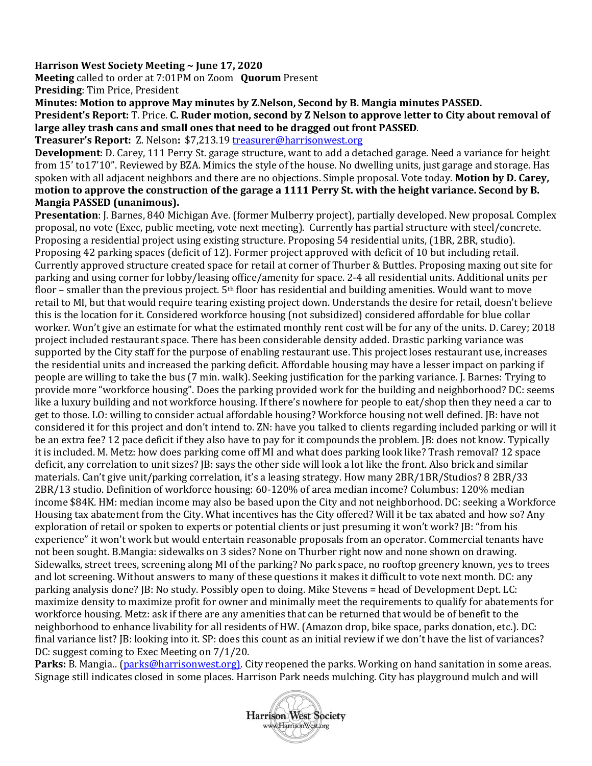**Harrison West Society Meeting ~ June 17, 2020**

**Meeting** called to order at 7:01PM on Zoom **Quorum** Present

**Presiding**: Tim Price, President

**Minutes: Motion to approve May minutes by Z.Nelson, Second by B. Mangia minutes PASSED.**

**President's Report:** T. Price. **C. Ruder motion, second by Z Nelson to approve letter to City about removal of large alley trash cans and small ones that need to be dragged out front PASSED**.

**Treasurer's Report:** Z. Nelson**:** $7,213.19 treasurer@harrisonwest.org

**Development**: D. Carey, 111 Perry St. garage structure, want to add a detached garage. Need a variance for height from 15' to17'10". Reviewed by BZA. Mimics the style of the house. No dwelling units, just garage and storage. Has spoken with all adjacent neighbors and there are no objections. Simple proposal. Vote today. **Motion by D. Carey, motion to approve the construction of the garage a 1111 Perry St. with the height variance. Second by B. Mangia PASSED (unanimous).**

**Presentation**: J. Barnes, 840 Michigan Ave. (former Mulberry project), partially developed. New proposal. Complex proposal, no vote (Exec, public meeting, vote next meeting). Currently has partial structure with steel/concrete. Proposing a residential project using existing structure. Proposing 54 residential units, (1BR, 2BR, studio). Proposing 42 parking spaces (deficit of 12). Former project approved with deficit of 10 but including retail. Currently approved structure created space for retail at corner of Thurber & Buttles. Proposing maxing out site for parking and using corner for lobby/leasing office/amenity for space. 2-4 all residential units. Additional units per floor – smaller than the previous project. 5th floor has residential and building amenities. Would want to move retail to MI, but that would require tearing existing project down. Understands the desire for retail, doesn't believe this is the location for it. Considered workforce housing (not subsidized) considered affordable for blue collar worker. Won't give an estimate for what the estimated monthly rent cost will be for any of the units. D. Carey; 2018 project included restaurant space. There has been considerable density added. Drastic parking variance was supported by the City staff for the purpose of enabling restaurant use. This project loses restaurant use, increases the residential units and increased the parking deficit. Affordable housing may have a lesser impact on parking if people are willing to take the bus (7 min. walk). Seeking justification for the parking variance. J. Barnes: Trying to provide more "workforce housing". Does the parking provided work for the building and neighborhood? DC: seems like a luxury building and not workforce housing. If there's nowhere for people to eat/shop then they need a car to get to those. LO: willing to consider actual affordable housing? Workforce housing not well defined. JB: have not considered it for this project and don't intend to. ZN: have you talked to clients regarding included parking or will it be an extra fee? 12 pace deficit if they also have to pay for it compounds the problem. JB: does not know. Typically it is included. M. Metz: how does parking come off MI and what does parking look like? Trash removal? 12 space deficit, any correlation to unit sizes? JB: says the other side will look a lot like the front. Also brick and similar materials. Can't give unit/parking correlation, it's a leasing strategy. How many 2BR/1BR/Studios? 8 2BR/33 2BR/13 studio. Definition of workforce housing: 60-120% of area median income? Columbus: 120% median income $84K. HM: median income may also be based upon the City and not neighborhood. DC: seeking a Workforce Housing tax abatement from the City. What incentives has the City offered? Will it be tax abated and how so? Any exploration of retail or spoken to experts or potential clients or just presuming it won't work? JB: "from his experience" it won't work but would entertain reasonable proposals from an operator. Commercial tenants have not been sought. B.Mangia: sidewalks on 3 sides? None on Thurber right now and none shown on drawing. Sidewalks, street trees, screening along MI of the parking? No park space, no rooftop greenery known, yes to trees and lot screening. Without answers to many of these questions it makes it difficult to vote next month. DC: any parking analysis done? JB: No study. Possibly open to doing. Mike Stevens = head of Development Dept. LC: maximize density to maximize profit for owner and minimally meet the requirements to qualify for abatements for workforce housing. Metz: ask if there are any amenities that can be returned that would be of benefit to the neighborhood to enhance livability for all residents of HW. (Amazon drop, bike space, parks donation, etc.). DC: final variance list? JB: looking into it. SP: does this count as an initial review if we don't have the list of variances? DC: suggest coming to Exec Meeting on 7/1/20.

**Parks:** B. Mangia.. (parks@harrisonwest.org). City reopened the parks. Working on hand sanitation in some areas. Signage still indicates closed in some places. Harrison Park needs mulching. City has playground mulch and will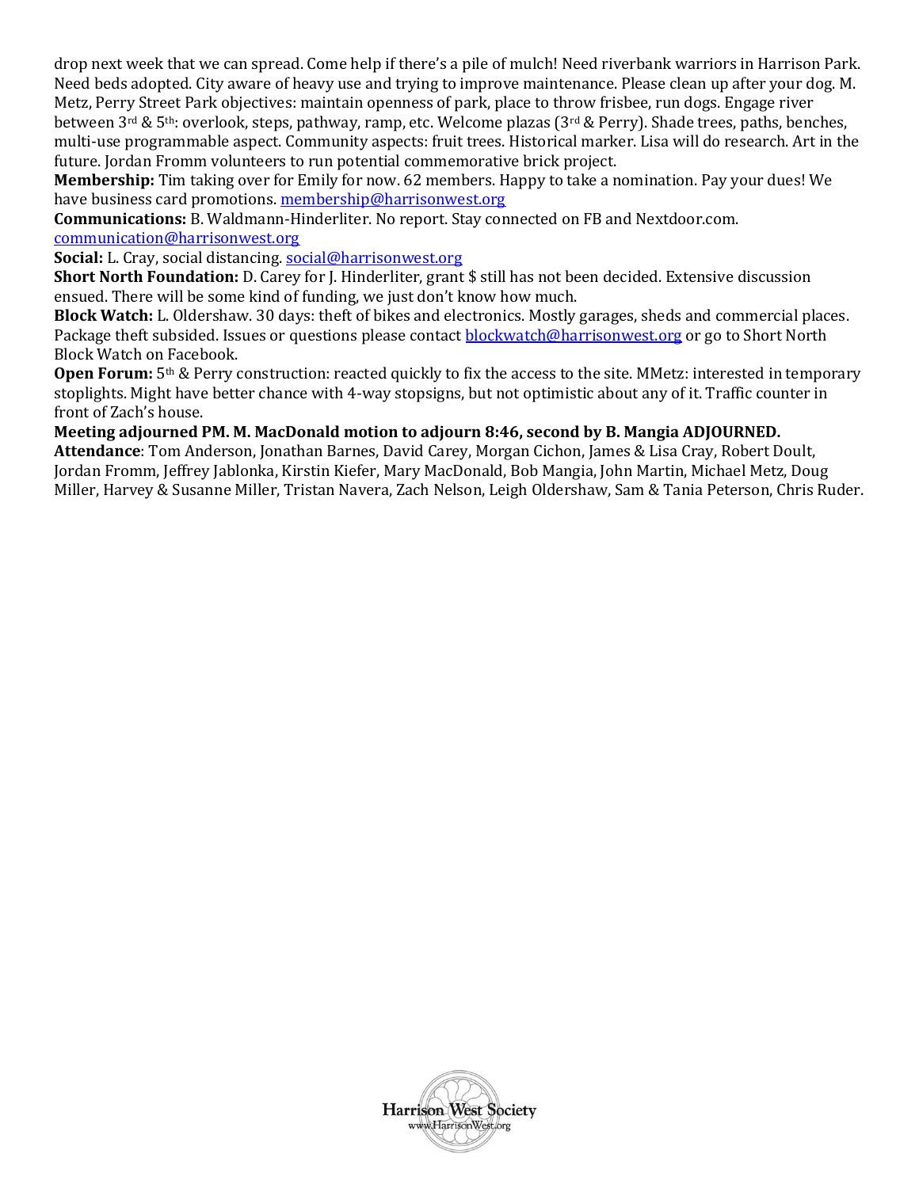drop next week that we can spread. Come help if there's a pile of mulch! Need riverbank warriors in Harrison Park. Need beds adopted. City aware of heavy use and trying to improve maintenance. Please clean up after your dog. M. Metz, Perry Street Park objectives: maintain openness of park, place to throw frisbee, run dogs. Engage river between 3rd & 5th: overlook, steps, pathway, ramp, etc. Welcome plazas (3rd & Perry). Shade trees, paths, benches, multi-use programmable aspect. Community aspects: fruit trees. Historical marker. Lisa will do research. Art in the future. Jordan Fromm volunteers to run potential commemorative brick project.

**Membership:** Tim taking over for Emily for now. 62 members. Happy to take a nomination. Pay your dues! We have business card promotions. membership@harrisonwest.org

**Communications:** B. Waldmann-Hinderliter. No report. Stay connected on FB and Nextdoor.com. communication@harrisonwest.org

**Social:** L. Cray, social distancing. social@harrisonwest.org

**Short North Foundation:** D. Carey for J. Hinderliter, grant $ still has not been decided. Extensive discussion ensued. There will be some kind of funding, we just don't know how much.

**Block Watch:** L. Oldershaw. 30 days: theft of bikes and electronics. Mostly garages, sheds and commercial places. Package theft subsided. Issues or questions please contact blockwatch@harrisonwest.org or go to Short North Block Watch on Facebook.

**Open Forum:** 5th & Perry construction: reacted quickly to fix the access to the site. MMetz: interested in temporary stoplights. Might have better chance with 4-way stopsigns, but not optimistic about any of it. Traffic counter in front of Zach's house.

**Meeting adjourned PM. M. MacDonald motion to adjourn 8:46, second by B. Mangia ADJOURNED.**

**Attendance**: Tom Anderson, Jonathan Barnes, David Carey, Morgan Cichon, James & Lisa Cray, Robert Doult, Jordan Fromm, Jeffrey Jablonka, Kirstin Kiefer, Mary MacDonald, Bob Mangia, John Martin, Michael Metz, Doug Miller, Harvey & Susanne Miller, Tristan Navera, Zach Nelson, Leigh Oldershaw, Sam & Tania Peterson, Chris Ruder.